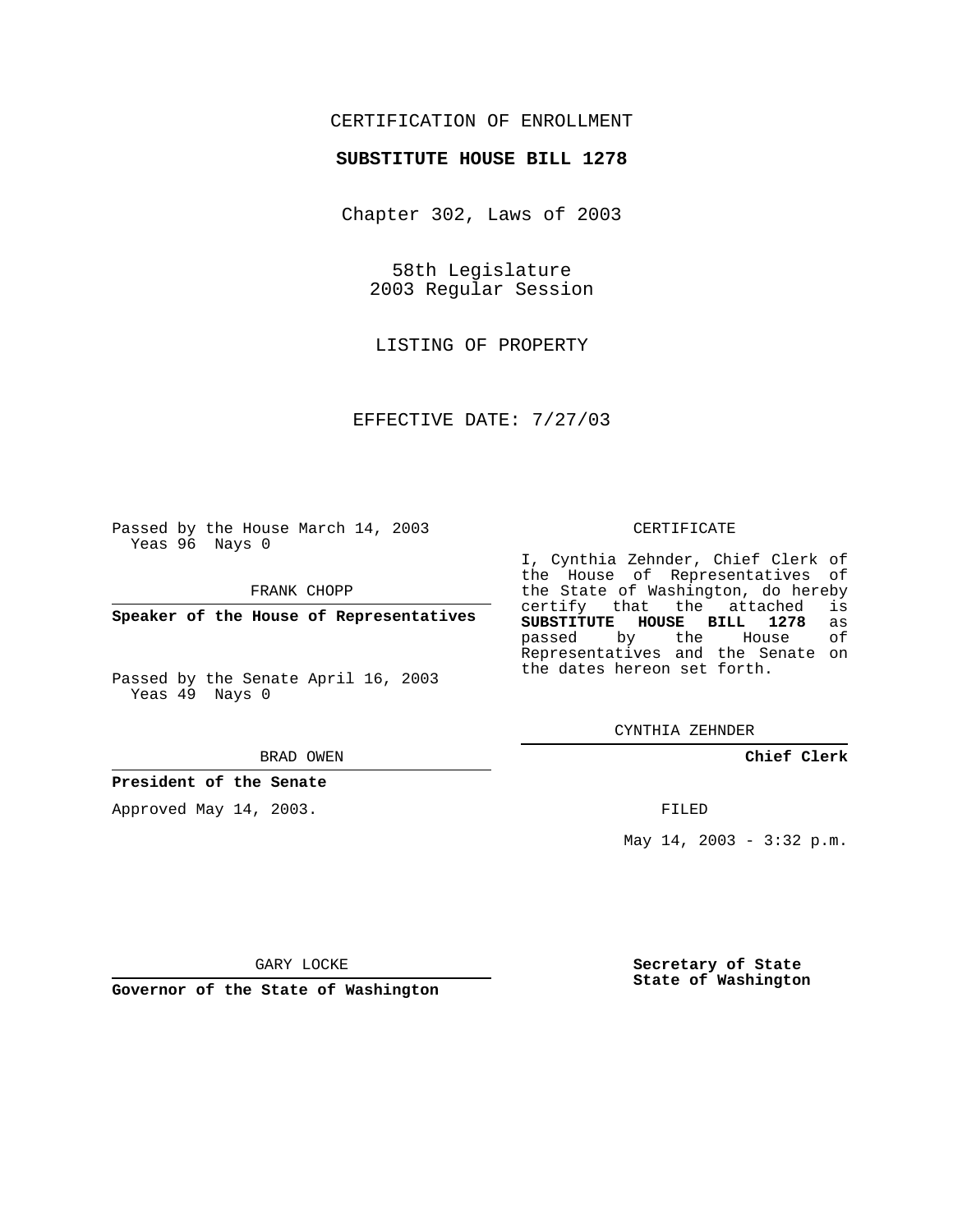CERTIFICATION OF ENROLLMENT

**SUBSTITUTE HOUSE BILL 1278**

Chapter 302, Laws of 2003

58th Legislature
2003 Regular Session

LISTING OF PROPERTY

EFFECTIVE DATE: 7/27/03

Passed by the House March 14, 2003
Yeas 96 Nays 0

FRANK CHOPP

**Speaker of the House of Representatives**

Passed by the Senate April 16, 2003
Yeas 49 Nays 0

BRAD OWEN

**President of the Senate**

Approved May 14, 2003.

GARY LOCKE

**Governor of the State of Washington**

CERTIFICATE

I, Cynthia Zehnder, Chief Clerk of the House of Representatives of the State of Washington, do hereby certify that the attached is **SUBSTITUTE HOUSE BILL 1278** as passed by the House of Representatives and the Senate on the dates hereon set forth.

CYNTHIA ZEHNDER

**Chief Clerk**

FILED

May 14, 2003 - 3:32 p.m.

**Secretary of State**
**State of Washington**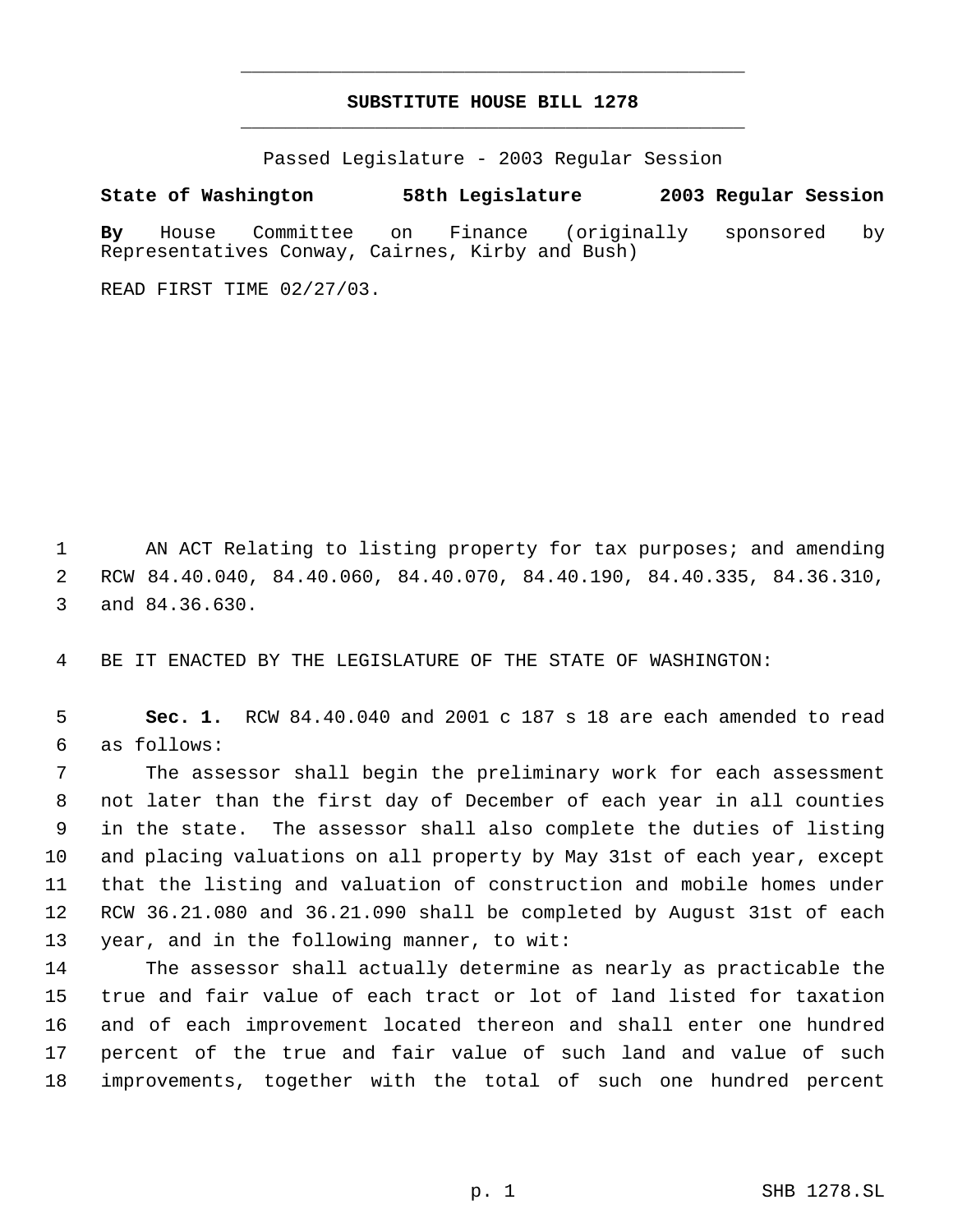# SUBSTITUTE HOUSE BILL 1278

Passed Legislature - 2003 Regular Session

**State of Washington 58th Legislature 2003 Regular Session**

**By** House Committee on Finance (originally sponsored by Representatives Conway, Cairnes, Kirby and Bush)

READ FIRST TIME 02/27/03.

1 AN ACT Relating to listing property for tax purposes; and amending
2 RCW 84.40.040, 84.40.060, 84.40.070, 84.40.190, 84.40.335, 84.36.310,
3 and 84.36.630.

4 BE IT ENACTED BY THE LEGISLATURE OF THE STATE OF WASHINGTON:

5 **Sec. 1.** RCW 84.40.040 and 2001 c 187 s 18 are each amended to read
6 as follows:

7 The assessor shall begin the preliminary work for each assessment
8 not later than the first day of December of each year in all counties
9 in the state. The assessor shall also complete the duties of listing
10 and placing valuations on all property by May 31st of each year, except
11 that the listing and valuation of construction and mobile homes under
12 RCW 36.21.080 and 36.21.090 shall be completed by August 31st of each
13 year, and in the following manner, to wit:

14 The assessor shall actually determine as nearly as practicable the
15 true and fair value of each tract or lot of land listed for taxation
16 and of each improvement located thereon and shall enter one hundred
17 percent of the true and fair value of such land and value of such
18 improvements, together with the total of such one hundred percent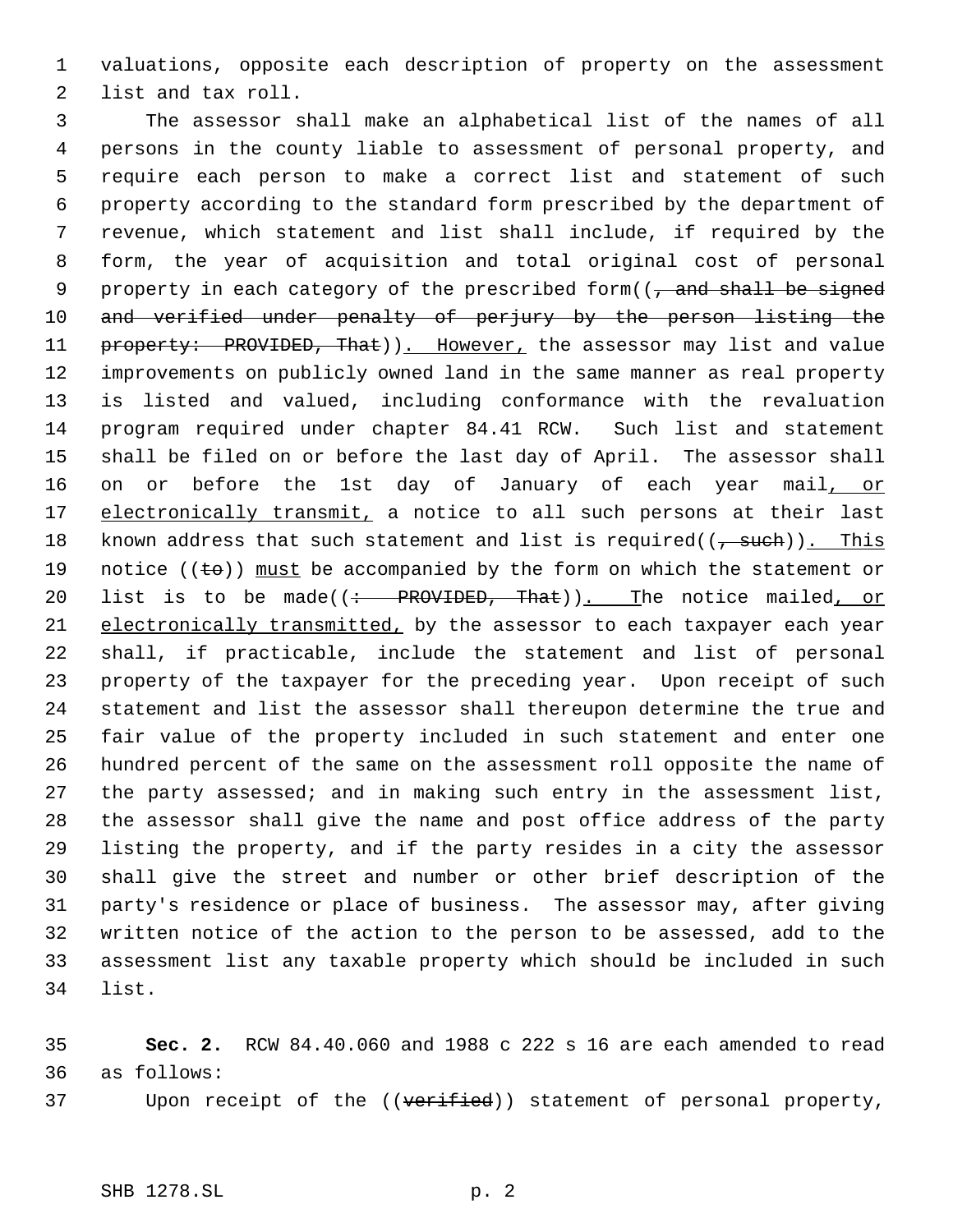valuations, opposite each description of property on the assessment list and tax roll.

The assessor shall make an alphabetical list of the names of all persons in the county liable to assessment of personal property, and require each person to make a correct list and statement of such property according to the standard form prescribed by the department of revenue, which statement and list shall include, if required by the form, the year of acquisition and total original cost of personal property in each category of the prescribed form((~~, and shall be signed and verified under penalty of perjury by the person listing the property: PROVIDED, That~~)). However, the assessor may list and value improvements on publicly owned land in the same manner as real property is listed and valued, including conformance with the revaluation program required under chapter 84.41 RCW. Such list and statement shall be filed on or before the last day of April. The assessor shall on or before the 1st day of January of each year mail, or electronically transmit, a notice to all such persons at their last known address that such statement and list is required((~~, such~~)). This notice ((~~to~~)) must be accompanied by the form on which the statement or list is to be made((~~: PROVIDED, That~~)). The notice mailed, or electronically transmitted, by the assessor to each taxpayer each year shall, if practicable, include the statement and list of personal property of the taxpayer for the preceding year. Upon receipt of such statement and list the assessor shall thereupon determine the true and fair value of the property included in such statement and enter one hundred percent of the same on the assessment roll opposite the name of the party assessed; and in making such entry in the assessment list, the assessor shall give the name and post office address of the party listing the property, and if the party resides in a city the assessor shall give the street and number or other brief description of the party's residence or place of business. The assessor may, after giving written notice of the action to the person to be assessed, add to the assessment list any taxable property which should be included in such list.

**Sec. 2.** RCW 84.40.060 and 1988 c 222 s 16 are each amended to read as follows:

Upon receipt of the ((~~verified~~)) statement of personal property,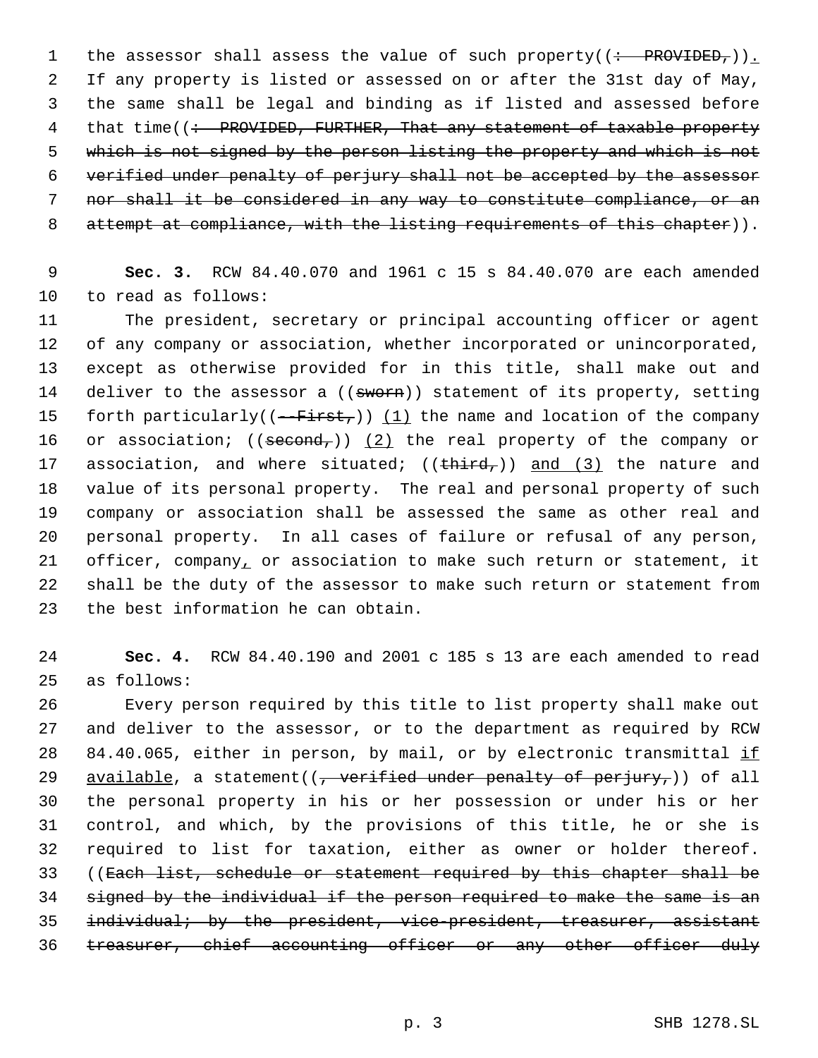the assessor shall assess the value of such property((: PROVIDED,)). If any property is listed or assessed on or after the 31st day of May, the same shall be legal and binding as if listed and assessed before that time((: PROVIDED, FURTHER, That any statement of taxable property which is not signed by the person listing the property and which is not verified under penalty of perjury shall not be accepted by the assessor nor shall it be considered in any way to constitute compliance, or an attempt at compliance, with the listing requirements of this chapter)).

**Sec. 3.** RCW 84.40.070 and 1961 c 15 s 84.40.070 are each amended to read as follows:

The president, secretary or principal accounting officer or agent of any company or association, whether incorporated or unincorporated, except as otherwise provided for in this title, shall make out and deliver to the assessor a ((sworn)) statement of its property, setting forth particularly((--First,)) (1) the name and location of the company or association; ((second,)) (2) the real property of the company or association, and where situated; ((third,)) and (3) the nature and value of its personal property. The real and personal property of such company or association shall be assessed the same as other real and personal property. In all cases of failure or refusal of any person, officer, company, or association to make such return or statement, it shall be the duty of the assessor to make such return or statement from the best information he can obtain.

**Sec. 4.** RCW 84.40.190 and 2001 c 185 s 13 are each amended to read as follows:

Every person required by this title to list property shall make out and deliver to the assessor, or to the department as required by RCW 84.40.065, either in person, by mail, or by electronic transmittal if available, a statement((, verified under penalty of perjury,)) of all the personal property in his or her possession or under his or her control, and which, by the provisions of this title, he or she is required to list for taxation, either as owner or holder thereof. ((Each list, schedule or statement required by this chapter shall be signed by the individual if the person required to make the same is an individual; by the president, vice-president, treasurer, assistant treasurer, chief accounting officer or any other officer duly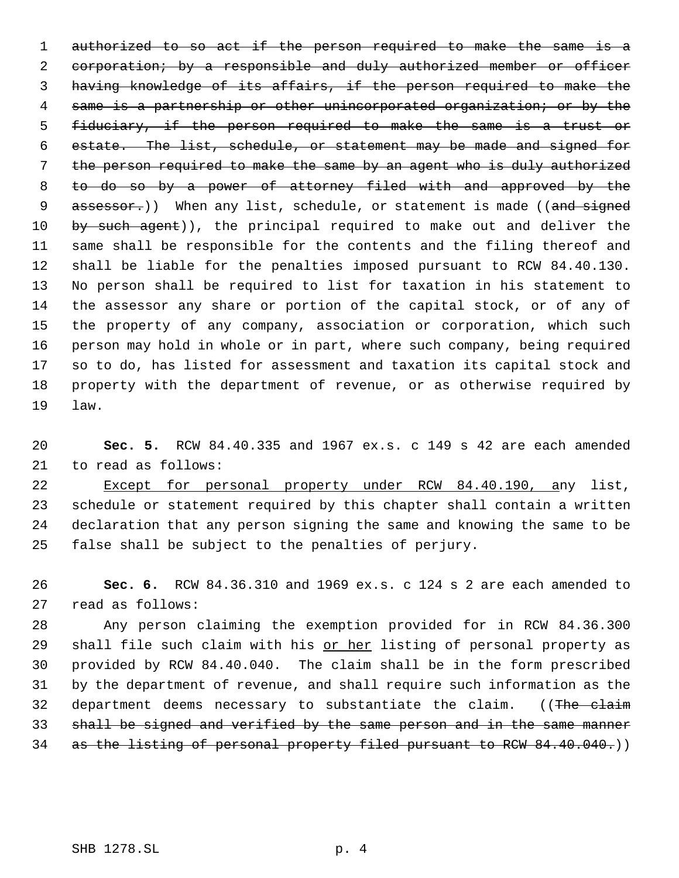~~authorized to so act if the person required to make the same is a corporation; by a responsible and duly authorized member or officer having knowledge of its affairs, if the person required to make the same is a partnership or other unincorporated organization; or by the fiduciary, if the person required to make the same is a trust or estate. The list, schedule, or statement may be made and signed for the person required to make the same by an agent who is duly authorized to do so by a power of attorney filed with and approved by the assessor.~~)) When any list, schedule, or statement is made ((~~and signed by such agent~~)), the principal required to make out and deliver the same shall be responsible for the contents and the filing thereof and shall be liable for the penalties imposed pursuant to RCW 84.40.130. No person shall be required to list for taxation in his statement to the assessor any share or portion of the capital stock, or of any of the property of any company, association or corporation, which such person may hold in whole or in part, where such company, being required so to do, has listed for assessment and taxation its capital stock and property with the department of revenue, or as otherwise required by law.

**Sec. 5.** RCW 84.40.335 and 1967 ex.s. c 149 s 42 are each amended to read as follows:

<u>Except for personal property under RCW 84.40.190, a</u>ny list, schedule or statement required by this chapter shall contain a written declaration that any person signing the same and knowing the same to be false shall be subject to the penalties of perjury.

**Sec. 6.** RCW 84.36.310 and 1969 ex.s. c 124 s 2 are each amended to read as follows:

Any person claiming the exemption provided for in RCW 84.36.300 shall file such claim with his <u>or her</u> listing of personal property as provided by RCW 84.40.040. The claim shall be in the form prescribed by the department of revenue, and shall require such information as the department deems necessary to substantiate the claim. ((~~The claim shall be signed and verified by the same person and in the same manner as the listing of personal property filed pursuant to RCW 84.40.040.~~))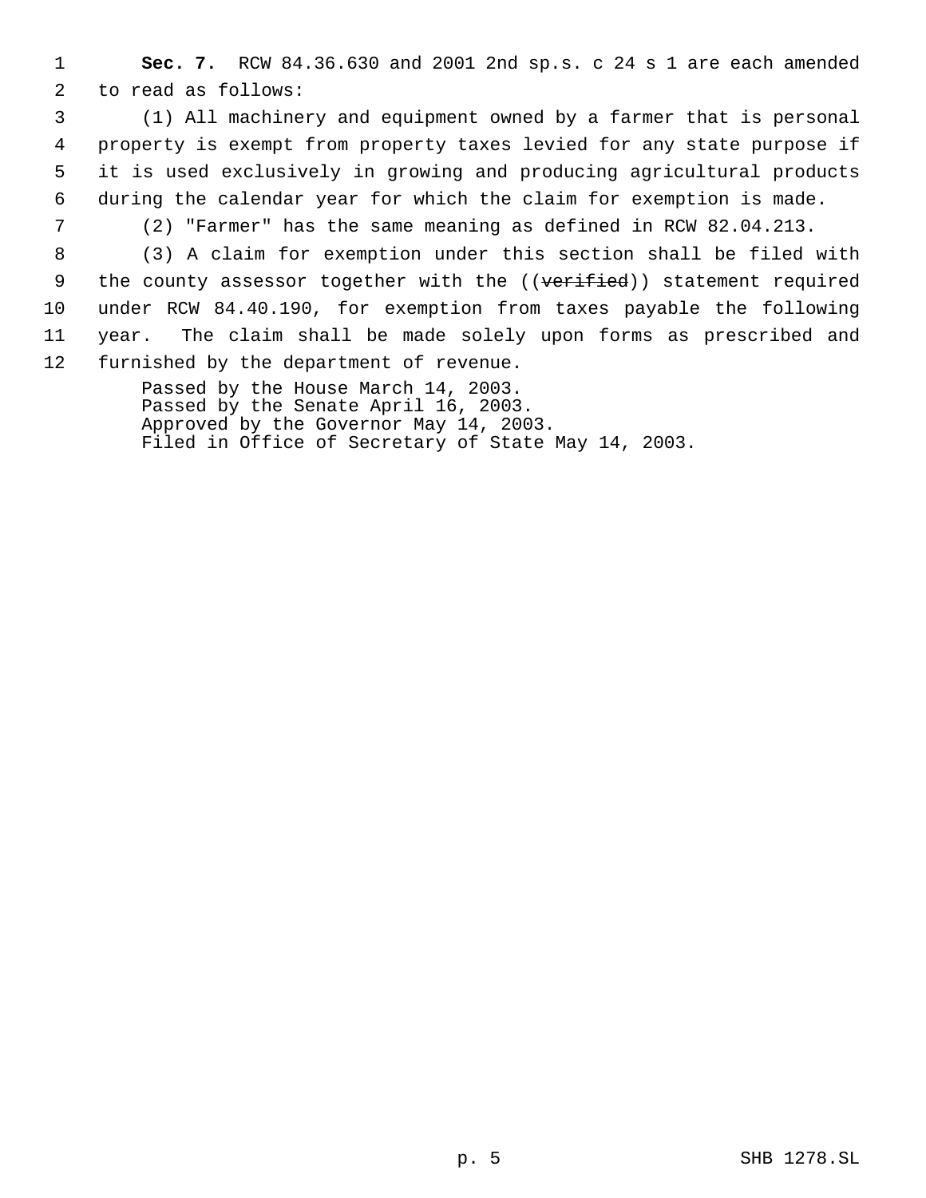**Sec. 7.** RCW 84.36.630 and 2001 2nd sp.s. c 24 s 1 are each amended to read as follows:

(1) All machinery and equipment owned by a farmer that is personal property is exempt from property taxes levied for any state purpose if it is used exclusively in growing and producing agricultural products during the calendar year for which the claim for exemption is made.

(2) "Farmer" has the same meaning as defined in RCW 82.04.213.

(3) A claim for exemption under this section shall be filed with the county assessor together with the ((~~verified~~)) statement required under RCW 84.40.190, for exemption from taxes payable the following year. The claim shall be made solely upon forms as prescribed and furnished by the department of revenue.

Passed by the House March 14, 2003.
Passed by the Senate April 16, 2003.
Approved by the Governor May 14, 2003.
Filed in Office of Secretary of State May 14, 2003.